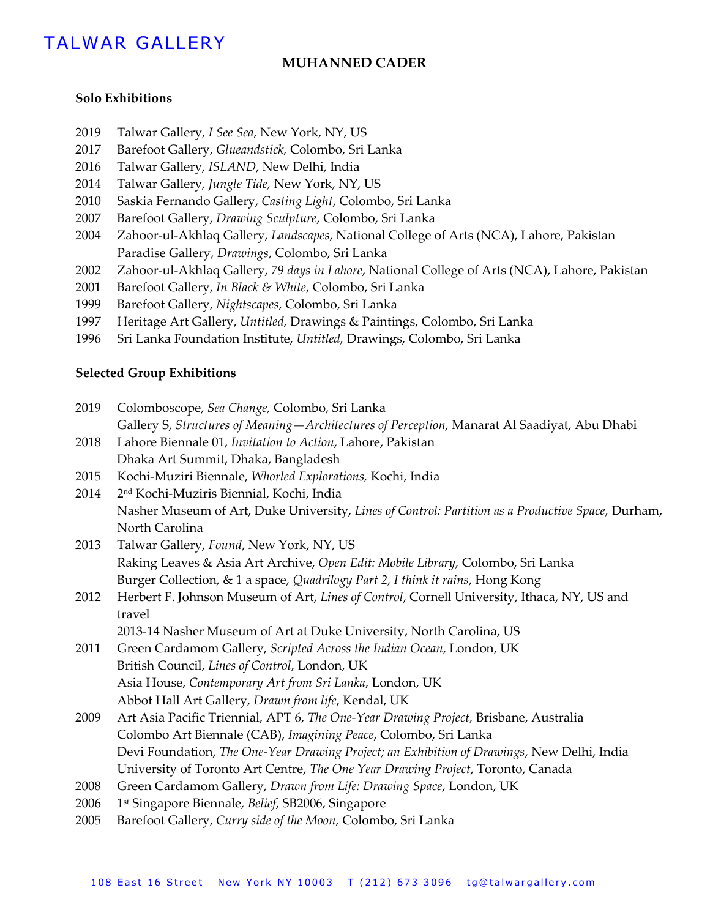# TALWAR GALLERY

## MUHANNED CADER

### Solo Exhibitions

2019 Talwar Gallery, *I See Sea,* New York, NY, US
2017 Barefoot Gallery, *Glueandstick,* Colombo, Sri Lanka
2016 Talwar Gallery, *ISLAND*, New Delhi, India
2014 Talwar Gallery, *Jungle Tide,* New York, NY, US
2010 Saskia Fernando Gallery, *Casting Light*, Colombo, Sri Lanka
2007 Barefoot Gallery, *Drawing Sculpture*, Colombo, Sri Lanka
2004 Zahoor-ul-Akhlaq Gallery, *Landscapes*, National College of Arts (NCA), Lahore, Pakistan
Paradise Gallery, *Drawings*, Colombo, Sri Lanka
2002 Zahoor-ul-Akhlaq Gallery, *79 days in Lahore*, National College of Arts (NCA), Lahore, Pakistan
2001 Barefoot Gallery, *In Black & White*, Colombo, Sri Lanka
1999 Barefoot Gallery, *Nightscapes*, Colombo, Sri Lanka
1997 Heritage Art Gallery, *Untitled,* Drawings & Paintings, Colombo, Sri Lanka
1996 Sri Lanka Foundation Institute, *Untitled,* Drawings, Colombo, Sri Lanka

### Selected Group Exhibitions

2019 Colomboscope, *Sea Change,* Colombo, Sri Lanka
Gallery S, *Structures of Meaning—Architectures of Perception,* Manarat Al Saadiyat, Abu Dhabi
2018 Lahore Biennale 01, *Invitation to Action*, Lahore, Pakistan
Dhaka Art Summit, Dhaka, Bangladesh
2015 Kochi-Muziri Biennale, *Whorled Explorations,* Kochi, India
2014 2nd Kochi-Muziris Biennial, Kochi, India
Nasher Museum of Art, Duke University, *Lines of Control: Partition as a Productive Space,* Durham, North Carolina
2013 Talwar Gallery, *Found*, New York, NY, US
Raking Leaves & Asia Art Archive, *Open Edit: Mobile Library,* Colombo, Sri Lanka
Burger Collection, & 1 a space, *Quadrilogy Part 2, I think it rains*, Hong Kong
2012 Herbert F. Johnson Museum of Art, *Lines of Control*, Cornell University, Ithaca, NY, US and travel
2013-14 Nasher Museum of Art at Duke University, North Carolina, US
2011 Green Cardamom Gallery, *Scripted Across the Indian Ocean*, London, UK
British Council, *Lines of Control*, London, UK
Asia House, *Contemporary Art from Sri Lanka*, London, UK
Abbot Hall Art Gallery, *Drawn from life*, Kendal, UK
2009 Art Asia Pacific Triennial, APT 6, *The One-Year Drawing Project,* Brisbane, Australia
Colombo Art Biennale (CAB), *Imagining Peace*, Colombo, Sri Lanka
Devi Foundation, *The One-Year Drawing Project; an Exhibition of Drawings*, New Delhi, India
University of Toronto Art Centre, *The One Year Drawing Project*, Toronto, Canada
2008 Green Cardamom Gallery, *Drawn from Life: Drawing Space*, London, UK
2006 1st Singapore Biennale, *Belief*, SB2006, Singapore
2005 Barefoot Gallery, *Curry side of the Moon,* Colombo, Sri Lanka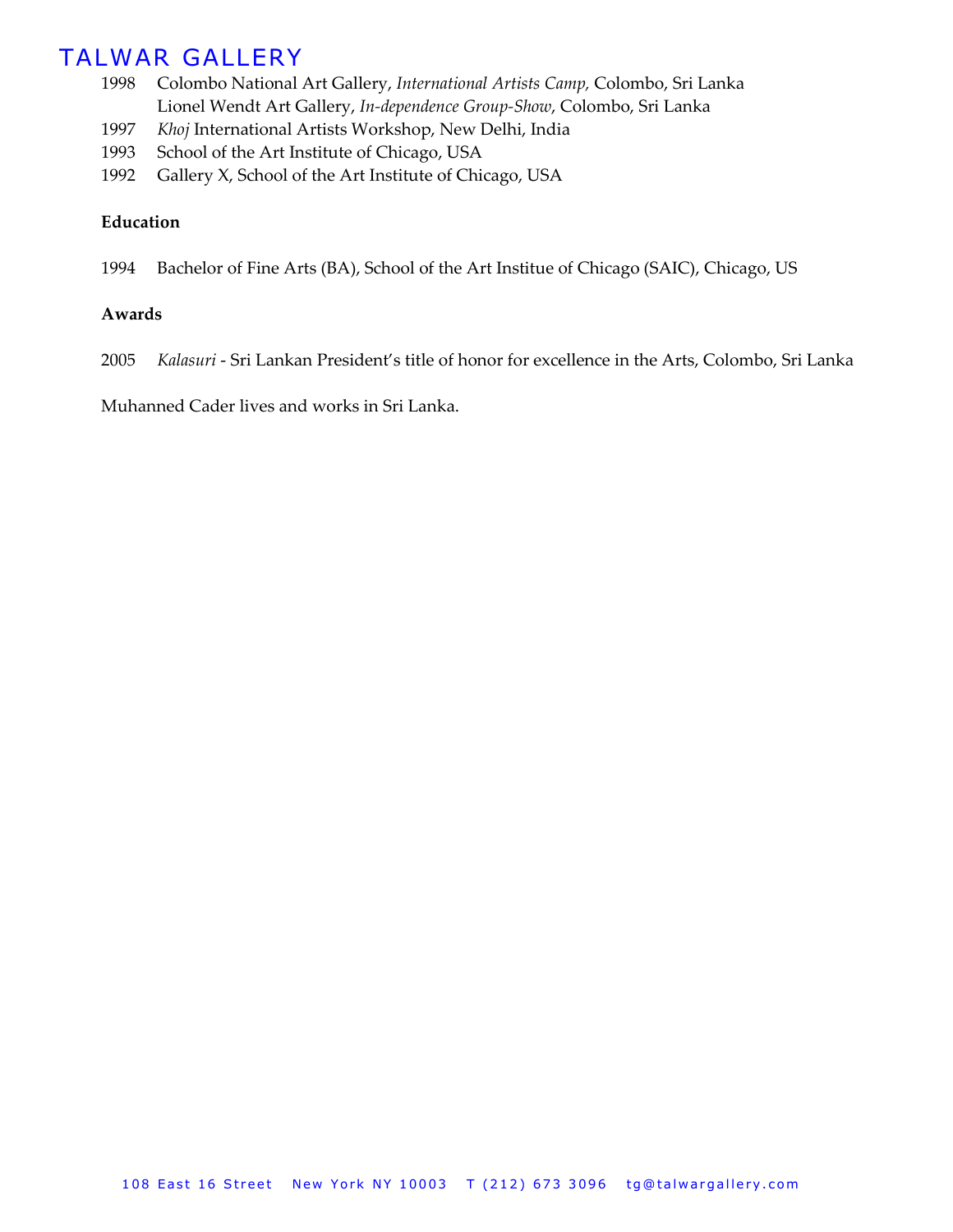1998 Colombo National Art Gallery, *International Artists Camp,* Colombo, Sri Lanka
Lionel Wendt Art Gallery, *In-dependence Group-Show*, Colombo, Sri Lanka

1997 *Khoj* International Artists Workshop, New Delhi, India

1993 School of the Art Institute of Chicago, USA

1992 Gallery X, School of the Art Institute of Chicago, USA

**Education**

1994 Bachelor of Fine Arts (BA), School of the Art Institue of Chicago (SAIC), Chicago, US

**Awards**

2005 *Kalasuri* - Sri Lankan President's title of honor for excellence in the Arts, Colombo, Sri Lanka

Muhanned Cader lives and works in Sri Lanka.